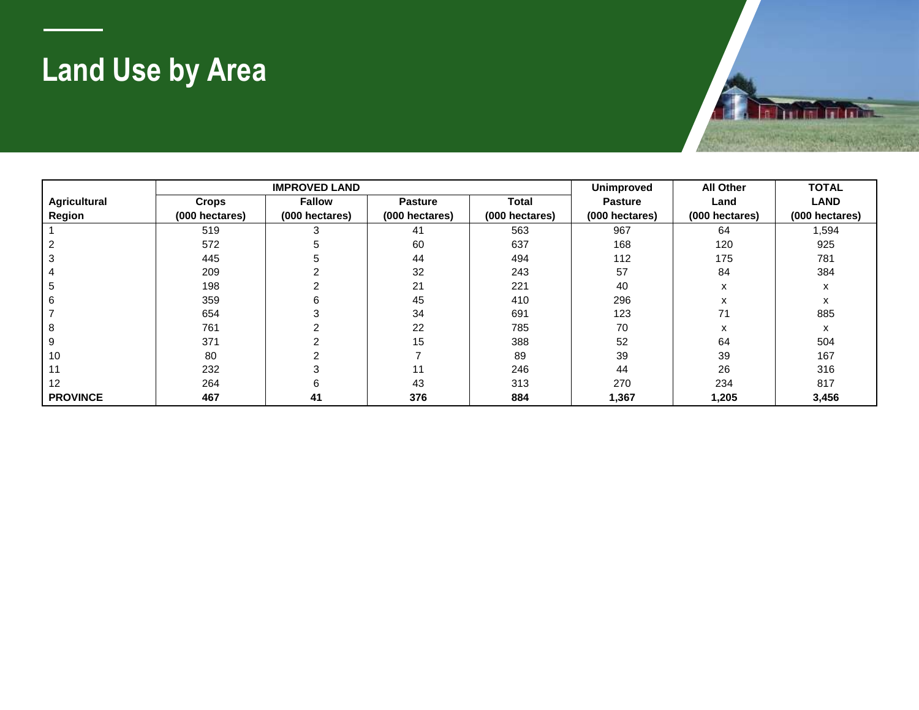# Land Use by Area

| Agricultural Region | IMPROVED LAND | | | | Unimproved Pasture (000 hectares) | All Other Land (000 hectares) | TOTAL LAND (000 hectares) |
|---|---|---|---|---|---|---|---|
| | Crops (000 hectares) | Fallow (000 hectares) | Pasture (000 hectares) | Total (000 hectares) | | | |
| 1 | 519 | 3 | 41 | 563 | 967 | 64 | 1,594 |
| 2 | 572 | 5 | 60 | 637 | 168 | 120 | 925 |
| 3 | 445 | 5 | 44 | 494 | 112 | 175 | 781 |
| 4 | 209 | 2 | 32 | 243 | 57 | 84 | 384 |
| 5 | 198 | 2 | 21 | 221 | 40 | x | x |
| 6 | 359 | 6 | 45 | 410 | 296 | x | x |
| 7 | 654 | 3 | 34 | 691 | 123 | 71 | 885 |
| 8 | 761 | 2 | 22 | 785 | 70 | x | x |
| 9 | 371 | 2 | 15 | 388 | 52 | 64 | 504 |
| 10 | 80 | 2 | 7 | 89 | 39 | 39 | 167 |
| 11 | 232 | 3 | 11 | 246 | 44 | 26 | 316 |
| 12 | 264 | 6 | 43 | 313 | 270 | 234 | 817 |
| **PROVINCE** | **467** | **41** | **376** | **884** | **1,367** | **1,205** | **3,456** |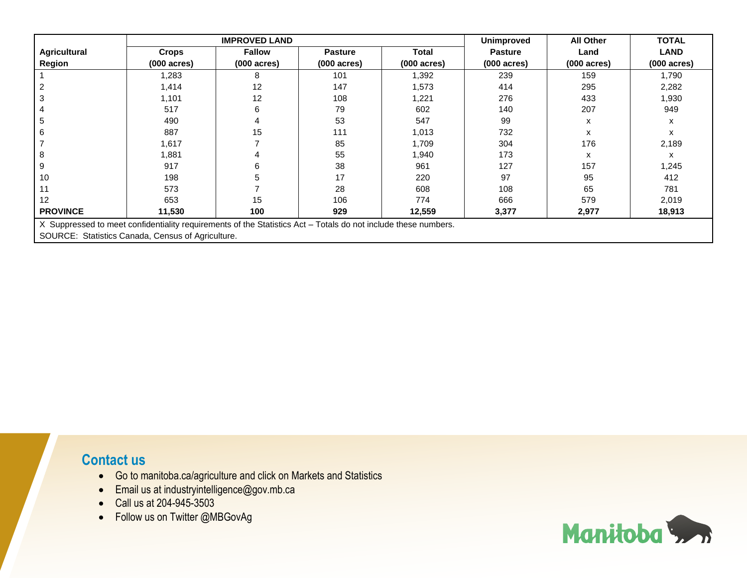| Agricultural Region | IMPROVED LAND Crops (000 acres) | Fallow (000 acres) | Pasture (000 acres) | Total (000 acres) | Unimproved Pasture (000 acres) | All Other Land (000 acres) | TOTAL LAND (000 acres) |
|---|---|---|---|---|---|---|---|
| 1 | 1,283 | 8 | 101 | 1,392 | 239 | 159 | 1,790 |
| 2 | 1,414 | 12 | 147 | 1,573 | 414 | 295 | 2,282 |
| 3 | 1,101 | 12 | 108 | 1,221 | 276 | 433 | 1,930 |
| 4 | 517 | 6 | 79 | 602 | 140 | 207 | 949 |
| 5 | 490 | 4 | 53 | 547 | 99 | x | x |
| 6 | 887 | 15 | 111 | 1,013 | 732 | x | x |
| 7 | 1,617 | 7 | 85 | 1,709 | 304 | 176 | 2,189 |
| 8 | 1,881 | 4 | 55 | 1,940 | 173 | x | x |
| 9 | 917 | 6 | 38 | 961 | 127 | 157 | 1,245 |
| 10 | 198 | 5 | 17 | 220 | 97 | 95 | 412 |
| 11 | 573 | 7 | 28 | 608 | 108 | 65 | 781 |
| 12 | 653 | 15 | 106 | 774 | 666 | 579 | 2,019 |
| **PROVINCE** | **11,530** | **100** | **929** | **12,559** | **3,377** | **2,977** | **18,913** |

X Suppressed to meet confidentiality requirements of the Statistics Act – Totals do not include these numbers.

SOURCE: Statistics Canada, Census of Agriculture.

## Contact us

- Go to manitoba.ca/agriculture and click on Markets and Statistics
- Email us at industryintelligence@gov.mb.ca
- Call us at 204-945-3503
- Follow us on Twitter @MBGovAg

Manitoba